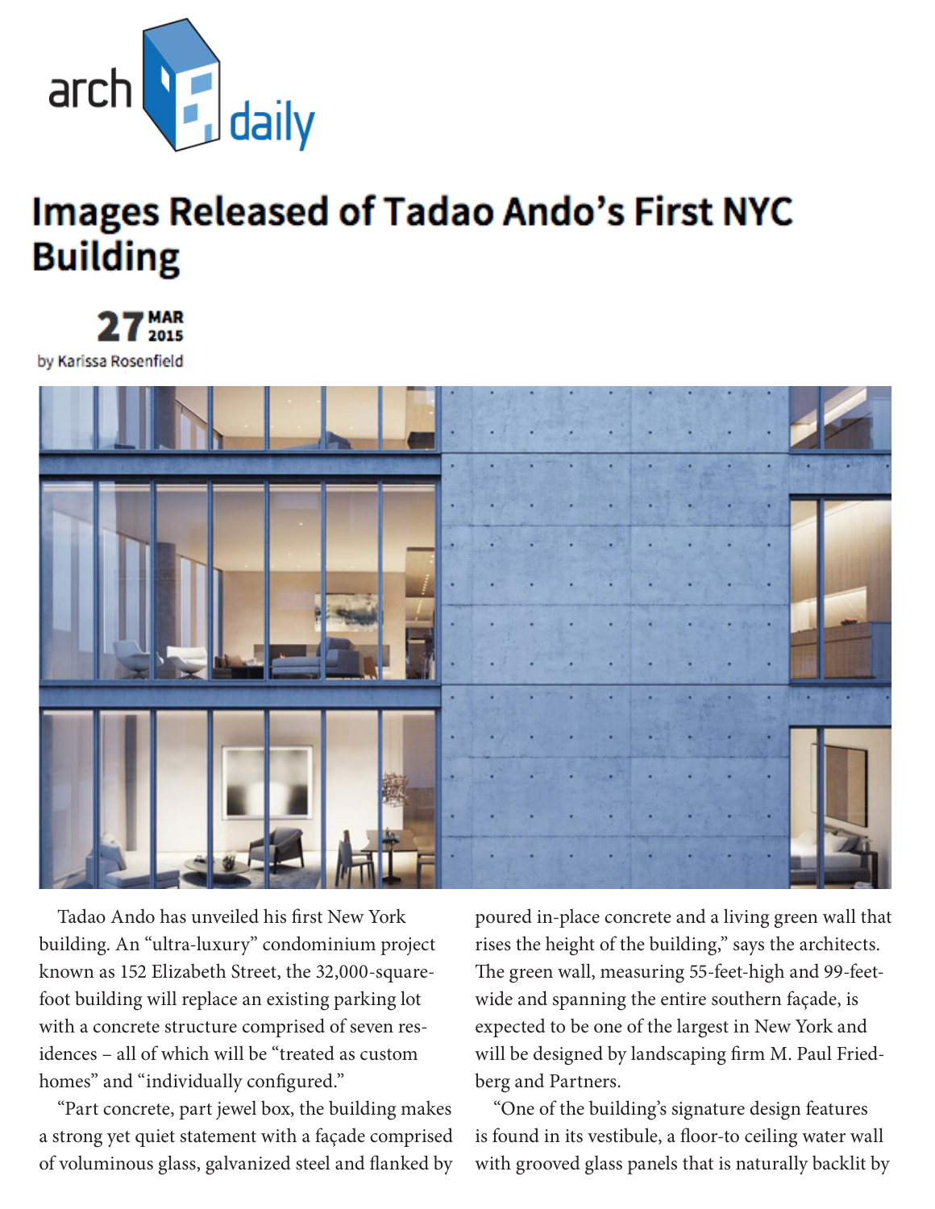# Images Released of Tadao Ando's First NYC Building

27 MAR 2015

by Karissa Rosenfield

Tadao Ando has unveiled his first New York building. An "ultra-luxury" condominium project known as 152 Elizabeth Street, the 32,000-square-foot building will replace an existing parking lot with a concrete structure comprised of seven residences – all of which will be "treated as custom homes" and "individually configured."

"Part concrete, part jewel box, the building makes a strong yet quiet statement with a façade comprised of voluminous glass, galvanized steel and flanked by poured in-place concrete and a living green wall that rises the height of the building," says the architects. The green wall, measuring 55-feet-high and 99-feet-wide and spanning the entire southern façade, is expected to be one of the largest in New York and will be designed by landscaping firm M. Paul Friedberg and Partners.

"One of the building's signature design features is found in its vestibule, a floor-to ceiling water wall with grooved glass panels that is naturally backlit by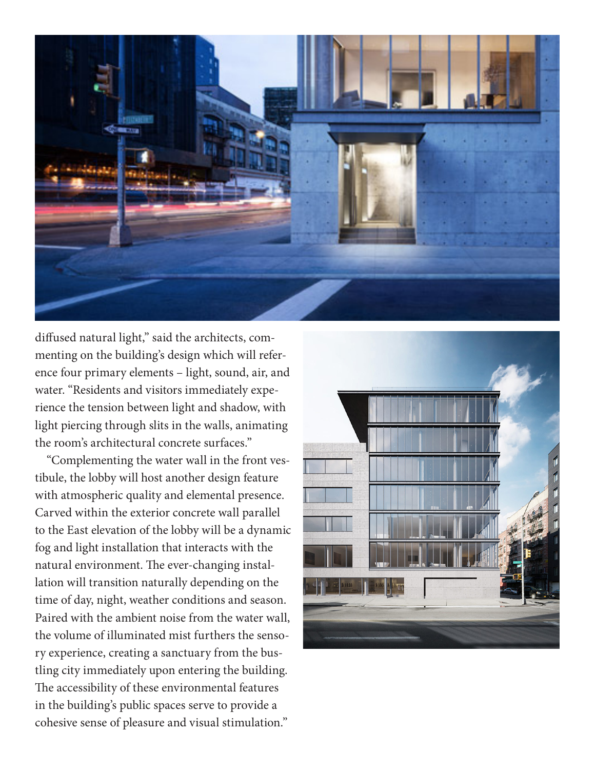diffused natural light," said the architects, commenting on the building's design which will reference four primary elements – light, sound, air, and water. "Residents and visitors immediately experience the tension between light and shadow, with light piercing through slits in the walls, animating the room's architectural concrete surfaces."

"Complementing the water wall in the front vestibule, the lobby will host another design feature with atmospheric quality and elemental presence. Carved within the exterior concrete wall parallel to the East elevation of the lobby will be a dynamic fog and light installation that interacts with the natural environment. The ever-changing installation will transition naturally depending on the time of day, night, weather conditions and season. Paired with the ambient noise from the water wall, the volume of illuminated mist furthers the sensory experience, creating a sanctuary from the bustling city immediately upon entering the building. The accessibility of these environmental features in the building's public spaces serve to provide a cohesive sense of pleasure and visual stimulation."